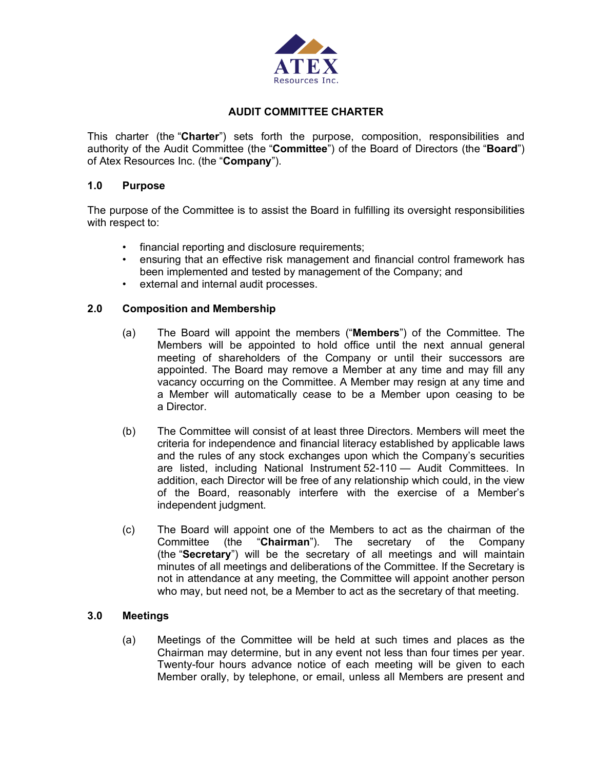ATEX
Resources Inc.

# AUDIT COMMITTEE CHARTER

This charter (the "**Charter**") sets forth the purpose, composition, responsibilities and authority of the Audit Committee (the "**Committee**") of the Board of Directors (the "**Board**") of Atex Resources Inc. (the "**Company**").

## 1.0 Purpose

The purpose of the Committee is to assist the Board in fulfilling its oversight responsibilities with respect to:

- financial reporting and disclosure requirements;
- ensuring that an effective risk management and financial control framework has been implemented and tested by management of the Company; and
- external and internal audit processes.

## 2.0 Composition and Membership

(a) The Board will appoint the members ("**Members**") of the Committee. The Members will be appointed to hold office until the next annual general meeting of shareholders of the Company or until their successors are appointed. The Board may remove a Member at any time and may fill any vacancy occurring on the Committee. A Member may resign at any time and a Member will automatically cease to be a Member upon ceasing to be a Director.

(b) The Committee will consist of at least three Directors. Members will meet the criteria for independence and financial literacy established by applicable laws and the rules of any stock exchanges upon which the Company's securities are listed, including National Instrument 52-110 — Audit Committees. In addition, each Director will be free of any relationship which could, in the view of the Board, reasonably interfere with the exercise of a Member's independent judgment.

(c) The Board will appoint one of the Members to act as the chairman of the Committee (the "**Chairman**"). The secretary of the Company (the "**Secretary**") will be the secretary of all meetings and will maintain minutes of all meetings and deliberations of the Committee. If the Secretary is not in attendance at any meeting, the Committee will appoint another person who may, but need not, be a Member to act as the secretary of that meeting.

## 3.0 Meetings

(a) Meetings of the Committee will be held at such times and places as the Chairman may determine, but in any event not less than four times per year. Twenty-four hours advance notice of each meeting will be given to each Member orally, by telephone, or email, unless all Members are present and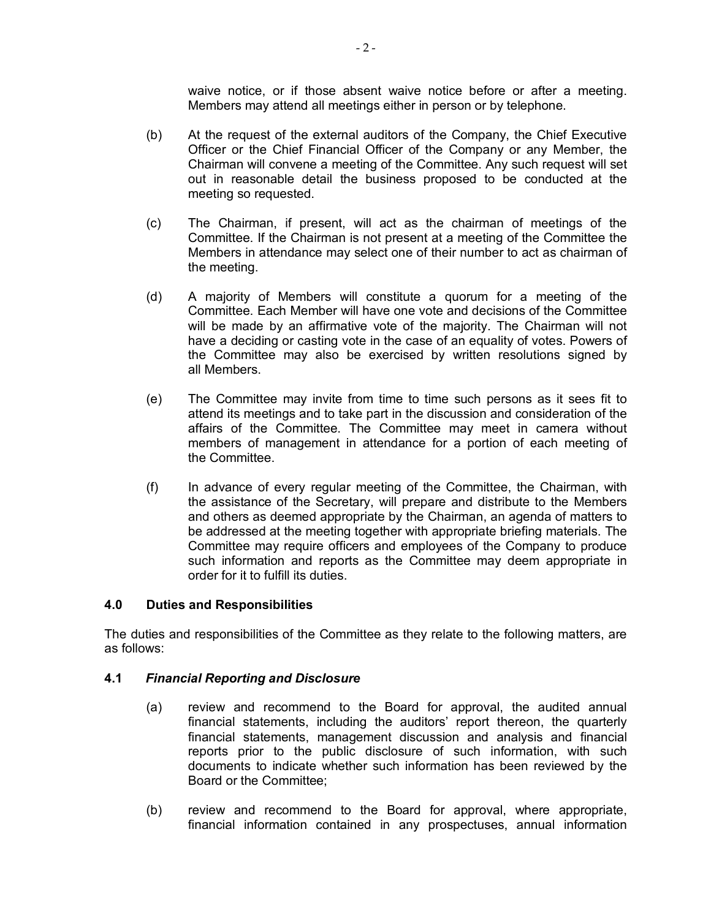waive notice, or if those absent waive notice before or after a meeting. Members may attend all meetings either in person or by telephone.

(b) At the request of the external auditors of the Company, the Chief Executive Officer or the Chief Financial Officer of the Company or any Member, the Chairman will convene a meeting of the Committee. Any such request will set out in reasonable detail the business proposed to be conducted at the meeting so requested.

(c) The Chairman, if present, will act as the chairman of meetings of the Committee. If the Chairman is not present at a meeting of the Committee the Members in attendance may select one of their number to act as chairman of the meeting.

(d) A majority of Members will constitute a quorum for a meeting of the Committee. Each Member will have one vote and decisions of the Committee will be made by an affirmative vote of the majority. The Chairman will not have a deciding or casting vote in the case of an equality of votes. Powers of the Committee may also be exercised by written resolutions signed by all Members.

(e) The Committee may invite from time to time such persons as it sees fit to attend its meetings and to take part in the discussion and consideration of the affairs of the Committee. The Committee may meet in camera without members of management in attendance for a portion of each meeting of the Committee.

(f) In advance of every regular meeting of the Committee, the Chairman, with the assistance of the Secretary, will prepare and distribute to the Members and others as deemed appropriate by the Chairman, an agenda of matters to be addressed at the meeting together with appropriate briefing materials. The Committee may require officers and employees of the Company to produce such information and reports as the Committee may deem appropriate in order for it to fulfill its duties.

## 4.0 Duties and Responsibilities

The duties and responsibilities of the Committee as they relate to the following matters, are as follows:

### 4.1 *Financial Reporting and Disclosure*

(a) review and recommend to the Board for approval, the audited annual financial statements, including the auditors' report thereon, the quarterly financial statements, management discussion and analysis and financial reports prior to the public disclosure of such information, with such documents to indicate whether such information has been reviewed by the Board or the Committee;

(b) review and recommend to the Board for approval, where appropriate, financial information contained in any prospectuses, annual information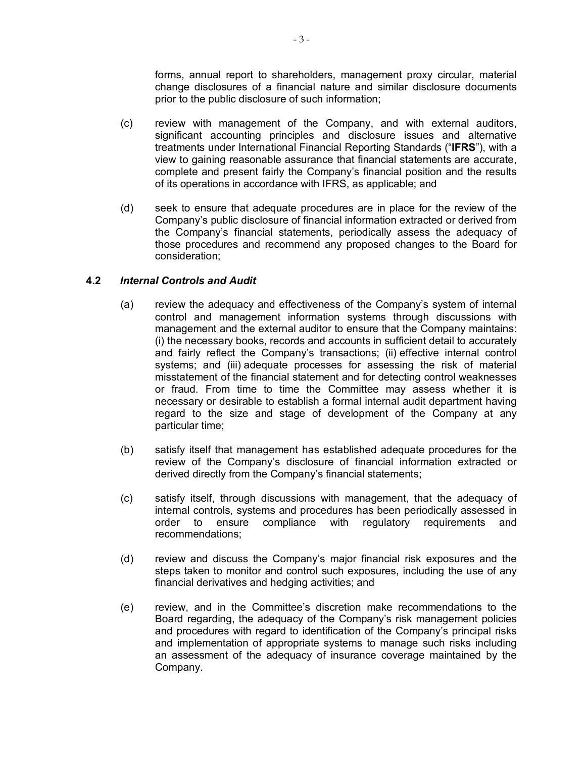forms, annual report to shareholders, management proxy circular, material change disclosures of a financial nature and similar disclosure documents prior to the public disclosure of such information;

(c) review with management of the Company, and with external auditors, significant accounting principles and disclosure issues and alternative treatments under International Financial Reporting Standards ("**IFRS**"), with a view to gaining reasonable assurance that financial statements are accurate, complete and present fairly the Company's financial position and the results of its operations in accordance with IFRS, as applicable; and

(d) seek to ensure that adequate procedures are in place for the review of the Company's public disclosure of financial information extracted or derived from the Company's financial statements, periodically assess the adequacy of those procedures and recommend any proposed changes to the Board for consideration;

### 4.2 *Internal Controls and Audit*

(a) review the adequacy and effectiveness of the Company's system of internal control and management information systems through discussions with management and the external auditor to ensure that the Company maintains: (i) the necessary books, records and accounts in sufficient detail to accurately and fairly reflect the Company's transactions; (ii) effective internal control systems; and (iii) adequate processes for assessing the risk of material misstatement of the financial statement and for detecting control weaknesses or fraud. From time to time the Committee may assess whether it is necessary or desirable to establish a formal internal audit department having regard to the size and stage of development of the Company at any particular time;

(b) satisfy itself that management has established adequate procedures for the review of the Company's disclosure of financial information extracted or derived directly from the Company's financial statements;

(c) satisfy itself, through discussions with management, that the adequacy of internal controls, systems and procedures has been periodically assessed in order to ensure compliance with regulatory requirements and recommendations;

(d) review and discuss the Company's major financial risk exposures and the steps taken to monitor and control such exposures, including the use of any financial derivatives and hedging activities; and

(e) review, and in the Committee's discretion make recommendations to the Board regarding, the adequacy of the Company's risk management policies and procedures with regard to identification of the Company's principal risks and implementation of appropriate systems to manage such risks including an assessment of the adequacy of insurance coverage maintained by the Company.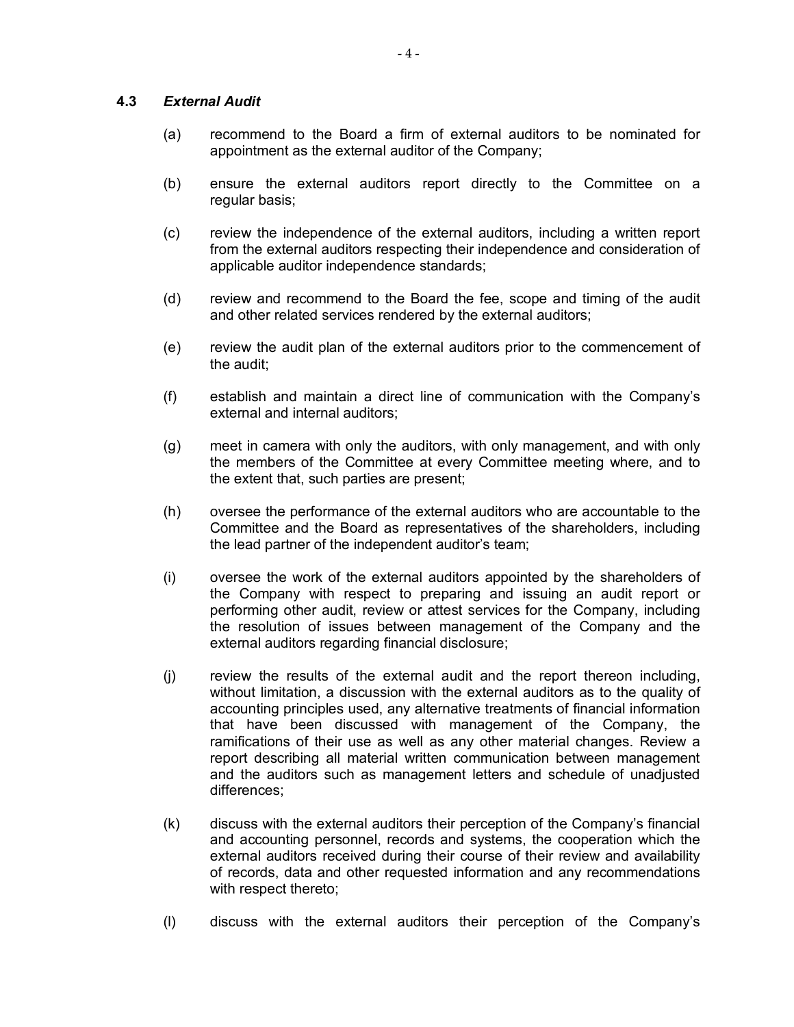### 4.3 *External Audit*

(a) recommend to the Board a firm of external auditors to be nominated for appointment as the external auditor of the Company;

(b) ensure the external auditors report directly to the Committee on a regular basis;

(c) review the independence of the external auditors, including a written report from the external auditors respecting their independence and consideration of applicable auditor independence standards;

(d) review and recommend to the Board the fee, scope and timing of the audit and other related services rendered by the external auditors;

(e) review the audit plan of the external auditors prior to the commencement of the audit;

(f) establish and maintain a direct line of communication with the Company's external and internal auditors;

(g) meet in camera with only the auditors, with only management, and with only the members of the Committee at every Committee meeting where, and to the extent that, such parties are present;

(h) oversee the performance of the external auditors who are accountable to the Committee and the Board as representatives of the shareholders, including the lead partner of the independent auditor's team;

(i) oversee the work of the external auditors appointed by the shareholders of the Company with respect to preparing and issuing an audit report or performing other audit, review or attest services for the Company, including the resolution of issues between management of the Company and the external auditors regarding financial disclosure;

(j) review the results of the external audit and the report thereon including, without limitation, a discussion with the external auditors as to the quality of accounting principles used, any alternative treatments of financial information that have been discussed with management of the Company, the ramifications of their use as well as any other material changes. Review a report describing all material written communication between management and the auditors such as management letters and schedule of unadjusted differences;

(k) discuss with the external auditors their perception of the Company's financial and accounting personnel, records and systems, the cooperation which the external auditors received during their course of their review and availability of records, data and other requested information and any recommendations with respect thereto;

(l) discuss with the external auditors their perception of the Company's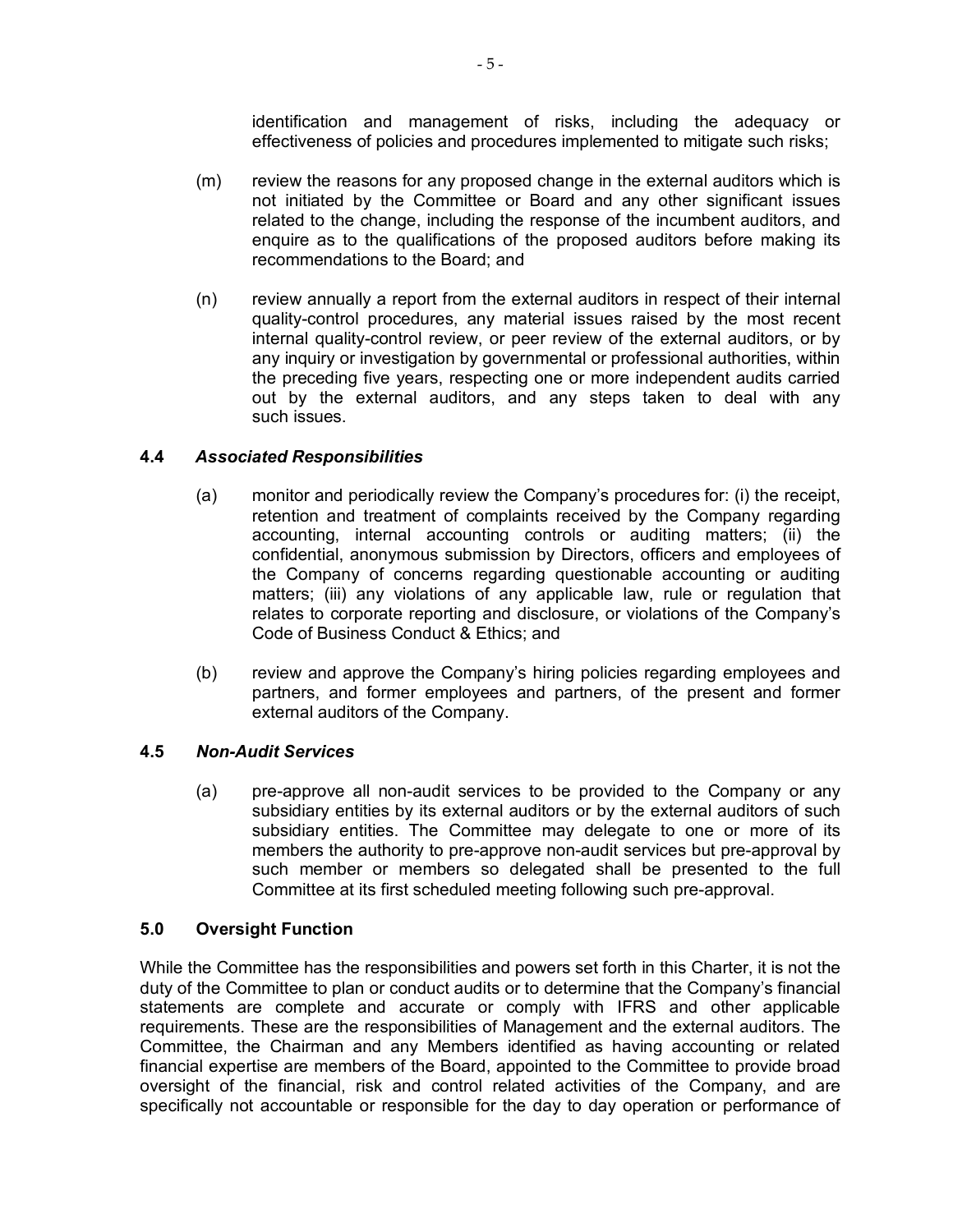identification and management of risks, including the adequacy or effectiveness of policies and procedures implemented to mitigate such risks;

(m) review the reasons for any proposed change in the external auditors which is not initiated by the Committee or Board and any other significant issues related to the change, including the response of the incumbent auditors, and enquire as to the qualifications of the proposed auditors before making its recommendations to the Board; and

(n) review annually a report from the external auditors in respect of their internal quality-control procedures, any material issues raised by the most recent internal quality-control review, or peer review of the external auditors, or by any inquiry or investigation by governmental or professional authorities, within the preceding five years, respecting one or more independent audits carried out by the external auditors, and any steps taken to deal with any such issues.

### 4.4 *Associated Responsibilities*

(a) monitor and periodically review the Company's procedures for: (i) the receipt, retention and treatment of complaints received by the Company regarding accounting, internal accounting controls or auditing matters; (ii) the confidential, anonymous submission by Directors, officers and employees of the Company of concerns regarding questionable accounting or auditing matters; (iii) any violations of any applicable law, rule or regulation that relates to corporate reporting and disclosure, or violations of the Company's Code of Business Conduct & Ethics; and

(b) review and approve the Company's hiring policies regarding employees and partners, and former employees and partners, of the present and former external auditors of the Company.

### 4.5 *Non-Audit Services*

(a) pre-approve all non-audit services to be provided to the Company or any subsidiary entities by its external auditors or by the external auditors of such subsidiary entities. The Committee may delegate to one or more of its members the authority to pre-approve non-audit services but pre-approval by such member or members so delegated shall be presented to the full Committee at its first scheduled meeting following such pre-approval.

## 5.0 Oversight Function

While the Committee has the responsibilities and powers set forth in this Charter, it is not the duty of the Committee to plan or conduct audits or to determine that the Company's financial statements are complete and accurate or comply with IFRS and other applicable requirements. These are the responsibilities of Management and the external auditors. The Committee, the Chairman and any Members identified as having accounting or related financial expertise are members of the Board, appointed to the Committee to provide broad oversight of the financial, risk and control related activities of the Company, and are specifically not accountable or responsible for the day to day operation or performance of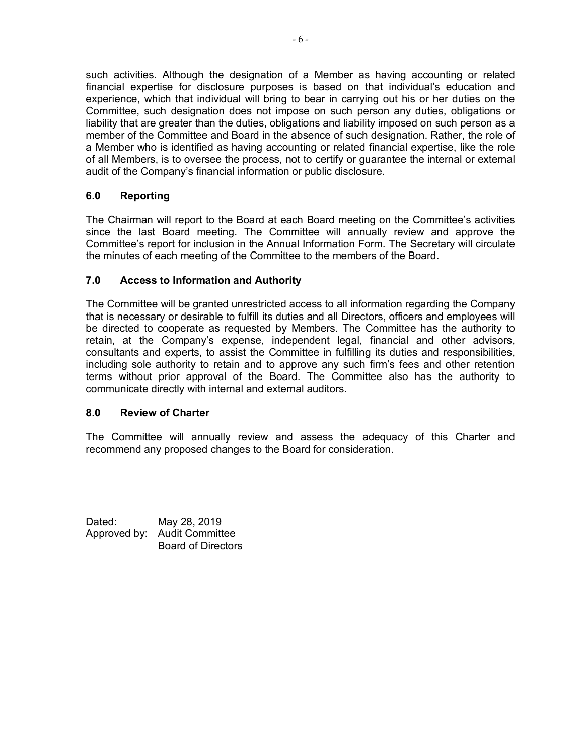such activities. Although the designation of a Member as having accounting or related financial expertise for disclosure purposes is based on that individual's education and experience, which that individual will bring to bear in carrying out his or her duties on the Committee, such designation does not impose on such person any duties, obligations or liability that are greater than the duties, obligations and liability imposed on such person as a member of the Committee and Board in the absence of such designation. Rather, the role of a Member who is identified as having accounting or related financial expertise, like the role of all Members, is to oversee the process, not to certify or guarantee the internal or external audit of the Company's financial information or public disclosure.

## 6.0 Reporting

The Chairman will report to the Board at each Board meeting on the Committee's activities since the last Board meeting. The Committee will annually review and approve the Committee's report for inclusion in the Annual Information Form. The Secretary will circulate the minutes of each meeting of the Committee to the members of the Board.

## 7.0 Access to Information and Authority

The Committee will be granted unrestricted access to all information regarding the Company that is necessary or desirable to fulfill its duties and all Directors, officers and employees will be directed to cooperate as requested by Members. The Committee has the authority to retain, at the Company's expense, independent legal, financial and other advisors, consultants and experts, to assist the Committee in fulfilling its duties and responsibilities, including sole authority to retain and to approve any such firm's fees and other retention terms without prior approval of the Board. The Committee also has the authority to communicate directly with internal and external auditors.

## 8.0 Review of Charter

The Committee will annually review and assess the adequacy of this Charter and recommend any proposed changes to the Board for consideration.

Dated: May 28, 2019
Approved by: Audit Committee
Board of Directors